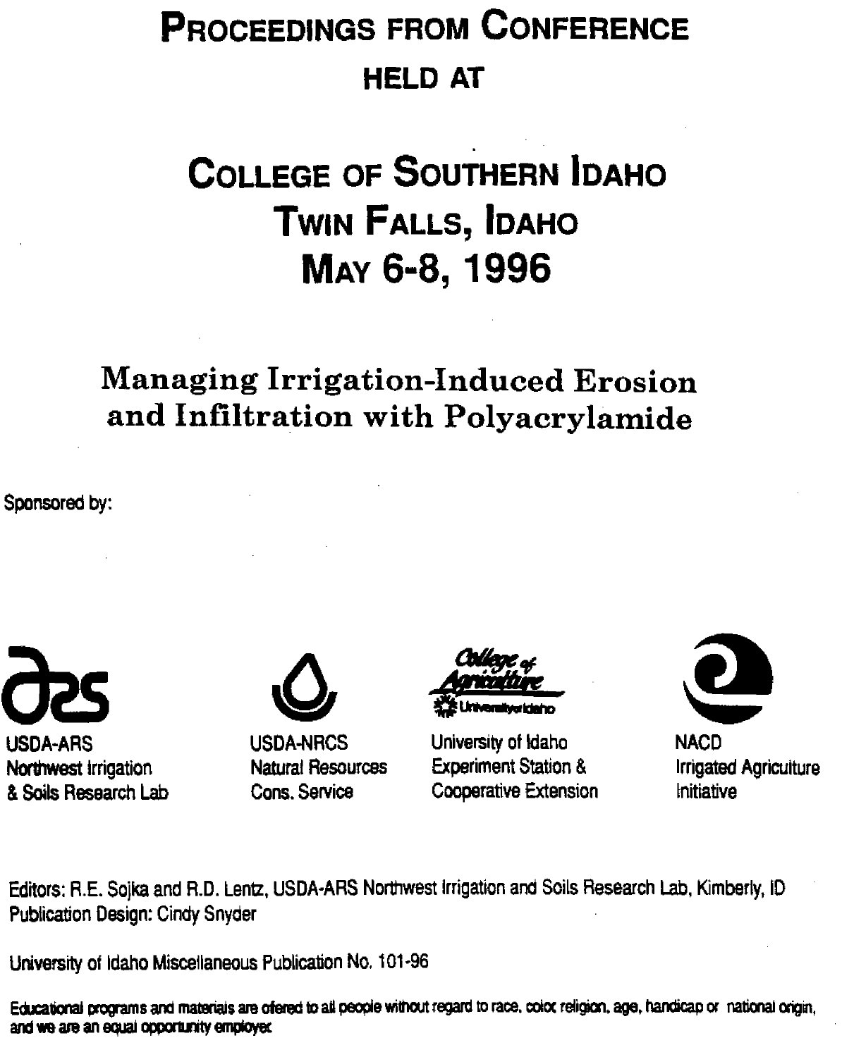# Proceedings from Conference

## Held at

# College of Southern Idaho
# Twin Falls, Idaho
# May 6-8, 1996

## Managing Irrigation-Induced Erosion and Infiltration with Polyacrylamide

Sponsored by:

USDA-ARS
Northwest Irrigation
& Soils Research Lab

USDA-NRCS
Natural Resources
Cons. Service

College of Agriculture
University of Idaho

University of Idaho
Experiment Station &
Cooperative Extension

NACD
Irrigated Agriculture
Initiative

Editors: R.E. Sojka and R.D. Lentz, USDA-ARS Northwest Irrigation and Soils Research Lab, Kimberly, ID
Publication Design: Cindy Snyder

University of Idaho Miscellaneous Publication No. 101-96

Educational programs and materials are ofered to all people without regard to race, colox religion, age, handicap or national origin, and we are an equal opportunity employer.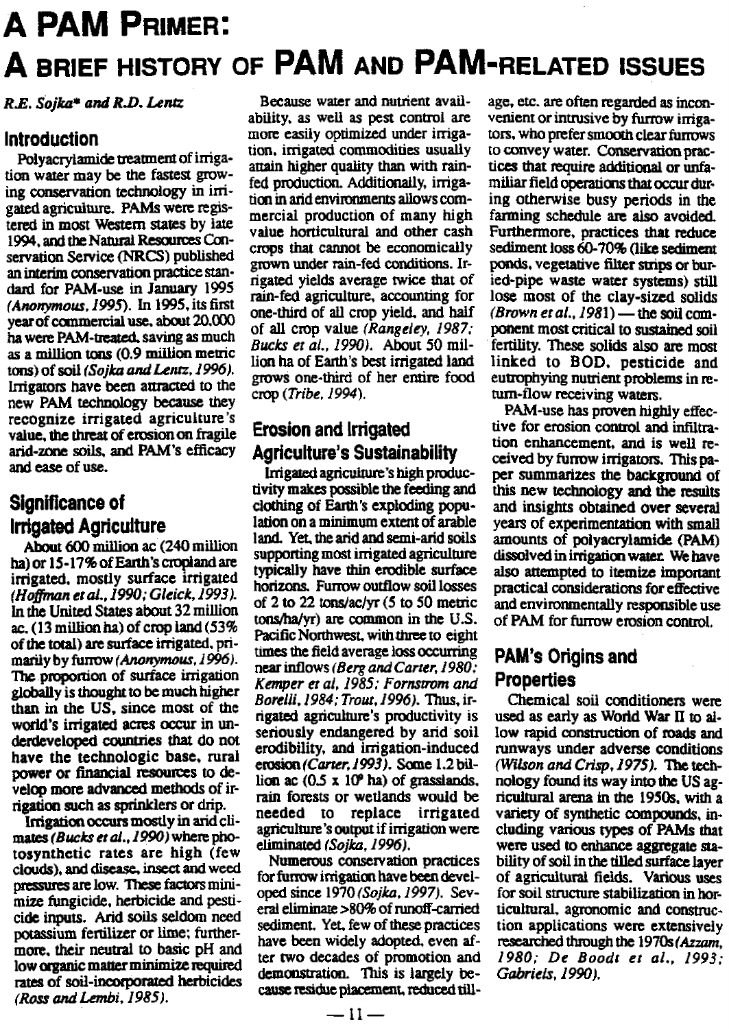# A PAM Primer: A Brief History of PAM and PAM-Related Issues

*R.E. Sojka\* and R.D. Lentz*

## Introduction

Polyacrylamide treatment of irrigation water may be the fastest growing conservation technology in irrigated agriculture. PAMs were registered in most Western states by late 1994, and the Natural Resources Conservation Service (NRCS) published an interim conservation practice standard for PAM-use in January 1995 *(Anonymous, 1995)*. In 1995, its first year of commercial use, about 20,000 ha were PAM-treated, saving as much as a million tons (0.9 million metric tons) of soil *(Sojka and Lentz, 1996)*. Irrigators have been attracted to the new PAM technology because they recognize irrigated agriculture's value, the threat of erosion on fragile arid-zone soils, and PAM's efficacy and ease of use.

## Significance of Irrigated Agriculture

About 600 million ac (240 million ha) or 15-17% of Earth's cropland are irrigated, mostly surface irrigated *(Hoffman et al., 1990; Gleick, 1993)*. In the United States about 32 million ac. (13 million ha) of crop land (53% of the total) are surface irrigated, primarily by furrow *(Anonymous, 1996)*. The proportion of surface irrigation globally is thought to be much higher than in the US, since most of the world's irrigated acres occur in underdeveloped countries that do not have the technologic base, rural power or financial resources to develop more advanced methods of irrigation such as sprinklers or drip.

Irrigation occurs mostly in arid climates *(Bucks et al., 1990)* where photosynthetic rates are high (few clouds), and disease, insect and weed pressures are low. These factors minimize fungicide, herbicide and pesticide inputs. Arid soils seldom need potassium fertilizer or lime; furthermore, their neutral to basic pH and low organic matter minimize required rates of soil-incorporated herbicides *(Ross and Lembi, 1985)*.

Because water and nutrient availability, as well as pest control are more easily optimized under irrigation, irrigated commodities usually attain higher quality than with rainfed production. Additionally, irrigation in arid environments allows commercial production of many high value horticultural and other cash crops that cannot be economically grown under rain-fed conditions. Irrigated yields average twice that of rain-fed agriculture, accounting for one-third of all crop yield, and half of all crop value *(Rangeley, 1987; Bucks et al., 1990)*. About 50 million ha of Earth's best irrigated land grows one-third of her entire food crop *(Tribe, 1994)*.

## Erosion and Irrigated Agriculture's Sustainability

Irrigated agriculture's high productivity makes possible the feeding and clothing of Earth's exploding population on a minimum extent of arable land. Yet, the arid and semi-arid soils supporting most irrigated agriculture typically have thin erodible surface horizons. Furrow outflow soil losses of 2 to 22 tons/ac/yr (5 to 50 metric tons/ha/yr) are common in the U.S. Pacific Northwest, with three to eight times the field average loss occurring near inflows *(Berg and Carter, 1980; Kemper et al, 1985; Fornstrom and Borelli, 1984; Trout, 1996)*. Thus, irrigated agriculture's productivity is seriously endangered by arid soil erodibility, and irrigation-induced erosion *(Carter, 1993)*. Some 1.2 billion ac ($0.5 \times 10^9$ ha) of grasslands, rain forests or wetlands would be needed to replace irrigated agriculture's output if irrigation were eliminated *(Sojka, 1996)*.

Numerous conservation practices for furrow irrigation have been developed since 1970 *(Sojka, 1997)*. Several eliminate >80% of runoff-carried sediment. Yet, few of these practices have been widely adopted, even after two decades of promotion and demonstration. This is largely because residue placement, reduced tillage, etc. are often regarded as inconvenient or intrusive by furrow irrigators, who prefer smooth clear furrows to convey water. Conservation practices that require additional or unfamiliar field operations that occur during otherwise busy periods in the farming schedule are also avoided. Furthermore, practices that reduce sediment loss 60-70% (like sediment ponds, vegetative filter strips or buried-pipe waste water systems) still lose most of the clay-sized solids *(Brown et al., 1981)* — the soil component most critical to sustained soil fertility. These solids also are most linked to BOD, pesticide and eutrophying nutrient problems in return-flow receiving waters.

PAM-use has proven highly effective for erosion control and infiltration enhancement, and is well received by furrow irrigators. This paper summarizes the background of this new technology and the results and insights obtained over several years of experimentation with small amounts of polyacrylamide (PAM) dissolved in irrigation water. We have also attempted to itemize important practical considerations for effective and environmentally responsible use of PAM for furrow erosion control.

## PAM's Origins and Properties

Chemical soil conditioners were used as early as World War II to allow rapid construction of roads and runways under adverse conditions *(Wilson and Crisp, 1975)*. The technology found its way into the US agricultural arena in the 1950s, with a variety of synthetic compounds, including various types of PAMs that were used to enhance aggregate stability of soil in the tilled surface layer of agricultural fields. Various uses for soil structure stabilization in horticultural, agronomic and construction applications were extensively researched through the 1970s *(Azzam, 1980; De Boodt et al., 1993; Gabriels, 1990)*.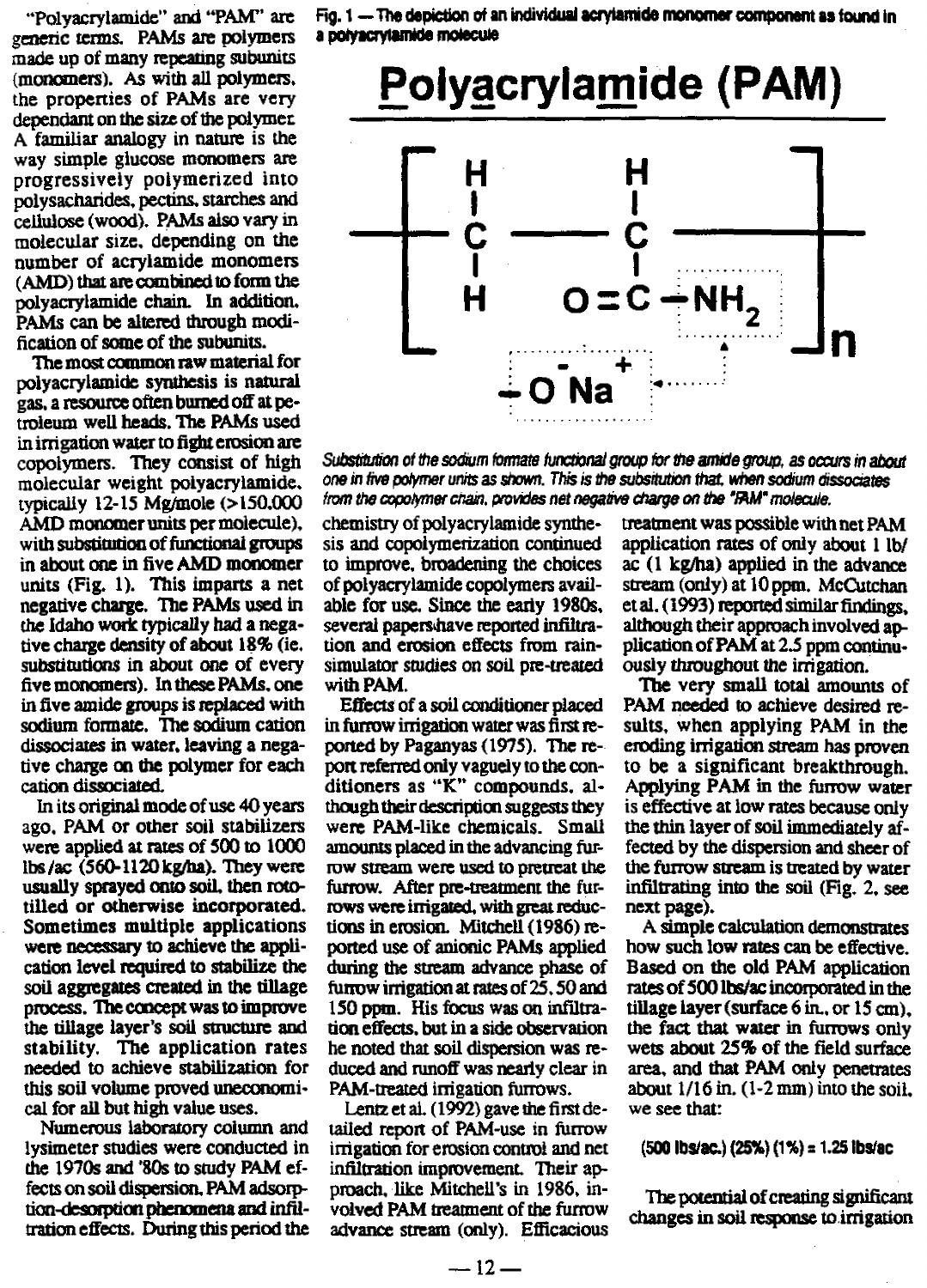"Polyacrylamide" and "PAM" are generic terms. PAMs are polymers made up of many repeating subunits (monomers). As with all polymers, the properties of PAMs are very dependant on the size of the polymer. A familiar analogy in nature is the way simple glucose monomers are progressively polymerized into polysacharides, pectins, starches and cellulose (wood). PAMs also vary in molecular size, depending on the number of acrylamide monomers (AMD) that are combined to form the polyacrylamide chain. In addition, PAMs can be altered through modification of some of the subunits.

The most common raw material for polyacrylamide synthesis is natural gas, a resource often burned off at petroleum well heads. The PAMs used in irrigation water to fight erosion are copolymers. They consist of high molecular weight polyacrylamide, typically 12-15 Mg/mole (>150,000 AMD monomer units per molecule), with substitution of functional groups in about one in five AMD monomer units (Fig. 1). This imparts a net negative charge. The PAMs used in the Idaho work typically had a negative charge density of about 18% (ie. substitutions in about one of every five monomers). In these PAMs, one in five amide groups is replaced with sodium formate. The sodium cation dissociates in water, leaving a negative charge on the polymer for each cation dissociated.

**Fig. 1 — The depiction of an individual acrylamide monomer component as found in a polyacrylamide molecule**

**Polyacrylamide (PAM)**

$$\left[ -\overset{H}{\underset{H}{\overset{|}{\underset{|}{C}}}} - \overset{H}{\overset{|}{\underset{|}{C}}} - \right]_n \qquad O{=}C{-}NH_2 \;\leftarrow\; {-}O^{-}Na^{+}$$

*Substitution of the sodium formate functional group for the amide group, as occurs in about one in five polymer units as shown. This is the substitution that, when sodium dissociates from the copolymer chain, provides net negative charge on the "PAM" molecule.*

In its original mode of use 40 years ago, PAM or other soil stabilizers were applied at rates of 500 to 1000 lbs/ac (560-1120 kg/ha). They were usually sprayed onto soil, then rototilled or otherwise incorporated. Sometimes multiple applications were necessary to achieve the application level required to stabilize the soil aggregates created in the tillage process. The concept was to improve the tillage layer's soil structure and stability. The application rates needed to achieve stabilization for this soil volume proved uneconomical for all but high value uses.

Numerous laboratory column and lysimeter studies were conducted in the 1970s and '80s to study PAM effects on soil dispersion, PAM adsorption-desorption phenomena and infiltration effects. During this period the chemistry of polyacrylamide synthesis and copolymerization continued to improve, broadening the choices of polyacrylamide copolymers available for use. Since the early 1980s, several papers have reported infiltration and erosion effects from rain-simulator studies on soil pre-treated with PAM.

Effects of a soil conditioner placed in furrow irrigation water was first reported by Paganyas (1975). The report referred only vaguely to the conditioners as "K" compounds, although their description suggests they were PAM-like chemicals. Small amounts placed in the advancing furrow stream were used to pretreat the furrow. After pre-treatment the furrows were irrigated, with great reductions in erosion. Mitchell (1986) reported use of anionic PAMs applied during the stream advance phase of furrow irrigation at rates of 25, 50 and 150 ppm. His focus was on infiltration effects, but in a side observation he noted that soil dispersion was reduced and runoff was nearly clear in PAM-treated irrigation furrows.

Lentz et al. (1992) gave the first detailed report of PAM-use in furrow irrigation for erosion control and net infiltration improvement. Their approach, like Mitchell's in 1986, involved PAM treatment of the furrow advance stream (only). Efficacious treatment was possible with net PAM application rates of only about 1 lb/ac (1 kg/ha) applied in the advance stream (only) at 10 ppm. McCutchan et al. (1993) reported similar findings, although their approach involved application of PAM at 2.5 ppm continuously throughout the irrigation.

The very small total amounts of PAM needed to achieve desired results, when applying PAM in the eroding irrigation stream has proven to be a significant breakthrough. Applying PAM in the furrow water is effective at low rates because only the thin layer of soil immediately affected by the dispersion and sheer of the furrow stream is treated by water infiltrating into the soil (Fig. 2, see next page).

A simple calculation demonstrates how such low rates can be effective. Based on the old PAM application rates of 500 lbs/ac incorporated in the tillage layer (surface 6 in., or 15 cm), the fact that water in furrows only wets about 25% of the field surface area, and that PAM only penetrates about 1/16 in. (1-2 mm) into the soil, we see that:

**(500 lbs/ac.) (25%) (1%) = 1.25 lbs/ac**

The potential of creating significant changes in soil response to irrigation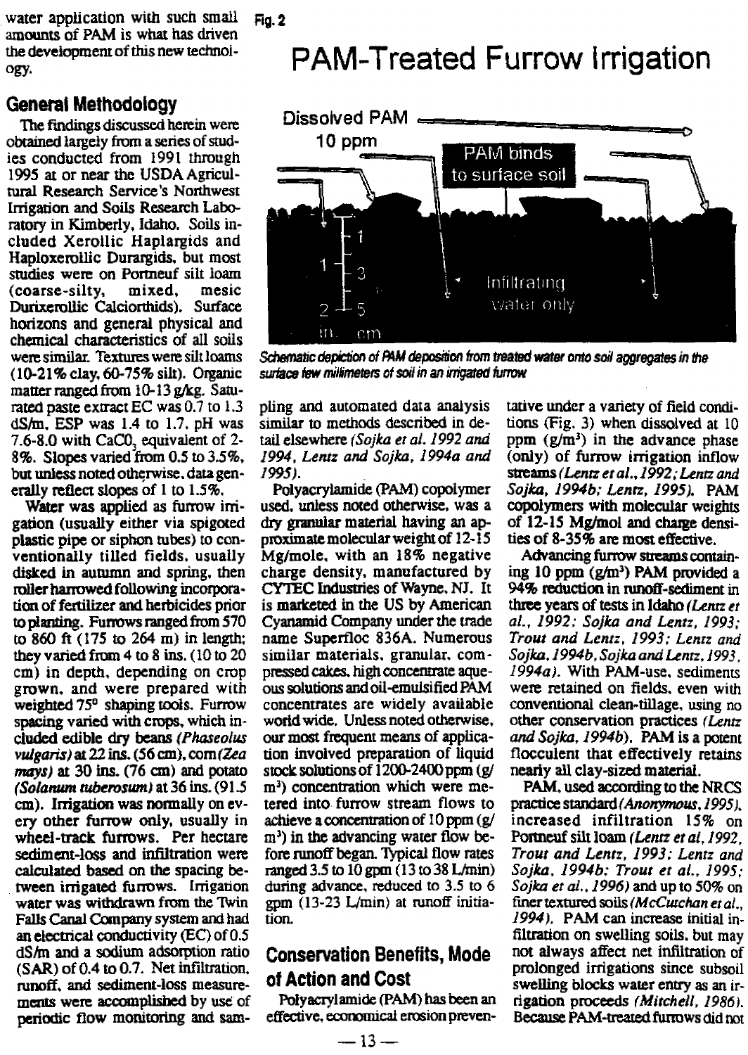water application with such small amounts of PAM is what has driven the development of this new technology.

## General Methodology

The findings discussed herein were obtained largely from a series of studies conducted from 1991 through 1995 at or near the USDA Agricultural Research Service's Northwest Irrigation and Soils Research Laboratory in Kimberly, Idaho. Soils included Xerollic Haplargids and Haploxerollic Durargids, but most studies were on Portneuf silt loam (coarse-silty, mixed, mesic Durixerollic Calciorthids). Surface horizons and general physical and chemical characteristics of all soils were similar. Textures were silt loams (10-21% clay, 60-75% silt). Organic matter ranged from 10-13 g/kg. Saturated paste extract EC was 0.7 to 1.3 dS/m, ESP was 1.4 to 1.7, pH was 7.6-8.0 with $CaCO_3$ equivalent of 2-8%. Slopes varied from 0.5 to 3.5%, but unless noted otherwise, data generally reflect slopes of 1 to 1.5%.

Water was applied as furrow irrigation (usually either via spigoted plastic pipe or siphon tubes) to conventionally tilled fields, usually disked in autumn and spring, then roller harrowed following incorporation of fertilizer and herbicides prior to planting. Furrows ranged from 570 to 860 ft (175 to 264 m) in length; they varied from 4 to 8 ins. (10 to 20 cm) in depth, depending on crop grown, and were prepared with weighted 75° shaping tools. Furrow spacing varied with crops, which included edible dry beans (*Phaseolus vulgaris*) at 22 ins. (56 cm), corn (*Zea mays*) at 30 ins. (76 cm) and potato (*Solanum tuberosum*) at 36 ins. (91.5 cm). Irrigation was normally on every other furrow only, usually in wheel-track furrows. Per hectare sediment-loss and infiltration were calculated based on the spacing between irrigated furrows. Irrigation water was withdrawn from the Twin Falls Canal Company system and had an electrical conductivity (EC) of 0.5 dS/m and a sodium adsorption ratio (SAR) of 0.4 to 0.7. Net infiltration, runoff, and sediment-loss measurements were accomplished by use of periodic flow monitoring and sampling and automated data analysis similar to methods described in detail elsewhere (*Sojka et al. 1992 and 1994, Lentz and Sojka, 1994a and 1995*).

Fig. 2

**PAM-Treated Furrow Irrigation**

*Schematic depiction of PAM deposition from treated water onto soil aggregates in the surface few millimeters of soil in an irrigated furrow*

Polyacrylamide (PAM) copolymer used, unless noted otherwise, was a dry granular material having an approximate molecular weight of 12-15 Mg/mole, with an 18% negative charge density, manufactured by CYTEC Industries of Wayne, NJ. It is marketed in the US by American Cyanamid Company under the trade name Superfloc 836A. Numerous similar materials, granular, compressed cakes, high concentrate aqueous solutions and oil-emulsified PAM concentrates are widely available world wide. Unless noted otherwise, our most frequent means of application involved preparation of liquid stock solutions of 1200-2400 ppm (g/m$^3$) concentration which were metered into furrow stream flows to achieve a concentration of 10 ppm (g/m$^3$) in the advancing water flow before runoff began. Typical flow rates ranged 3.5 to 10 gpm (13 to 38 L/min) during advance, reduced to 3.5 to 6 gpm (13-23 L/min) at runoff initiation.

## Conservation Benefits, Mode of Action and Cost

Polyacrylamide (PAM) has been an effective, economical erosion preventative under a variety of field conditions (Fig. 3) when dissolved at 10 ppm (g/m$^3$) in the advance phase (only) of furrow irrigation inflow streams (*Lentz et al., 1992; Lentz and Sojka, 1994b; Lentz, 1995*). PAM copolymers with molecular weights of 12-15 Mg/mol and charge densities of 8-35% are most effective.

Advancing furrow streams containing 10 ppm (g/m$^3$) PAM provided a 94% reduction in runoff-sediment in three years of tests in Idaho (*Lentz et al., 1992; Sojka and Lentz, 1993; Trout and Lentz, 1993; Lentz and Sojka, 1994b, Sojka and Lentz, 1993, 1994a*). With PAM-use, sediments were retained on fields, even with conventional clean-tillage, using no other conservation practices (*Lentz and Sojka, 1994b*). PAM is a potent flocculent that effectively retains nearly all clay-sized material.

PAM, used according to the NRCS practice standard (*Anonymous, 1995*), increased infiltration 15% on Portneuf silt loam (*Lentz et al, 1992, Trout and Lentz, 1993; Lentz and Sojka, 1994b; Trout et al., 1995; Sojka et al., 1996*) and up to 50% on finer textured soils (*McCutchan et al., 1994*). PAM can increase initial infiltration on swelling soils, but may not always affect net infiltration of prolonged irrigations since subsoil swelling blocks water entry as an irrigation proceeds (*Mitchell, 1986*). Because PAM-treated furrows did not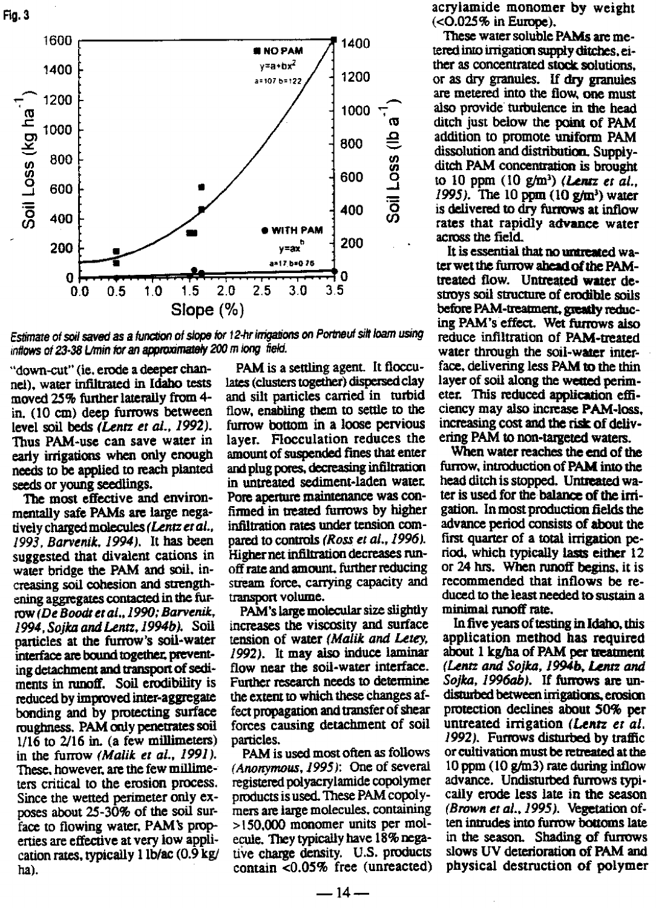Fig. 3

*Estimate of soil saved as a function of slope for 12-hr irrigations on Portneuf silt loam using inflows of 23-38 L/min for an approximately 200 m long field.*

"down-cut" (ie. erode a deeper channel), water infiltrated in Idaho tests moved 25% further laterally from 4-in. (10 cm) deep furrows between level soil beds *(Lentz et al., 1992)*. Thus PAM-use can save water in early irrigations when only enough needs to be applied to reach planted seeds or young seedlings.

The most effective and environmentally safe PAMs are large negatively charged molecules *(Lentz et al., 1993, Barvenik, 1994)*. It has been suggested that divalent cations in water bridge the PAM and soil, increasing soil cohesion and strengthening aggregates contacted in the furrow *(De Boodt et al., 1990; Barvenik, 1994, Sojka and Lentz, 1994b)*. Soil particles at the furrow's soil-water interface are bound together, preventing detachment and transport of sediments in runoff. Soil erodibility is reduced by improved inter-aggregate bonding and by protecting surface roughness. PAM only penetrates soil 1/16 to 2/16 in. (a few millimeters) in the furrow *(Malik et al., 1991)*. These, however, are the few millimeters critical to the erosion process. Since the wetted perimeter only exposes about 25-30% of the soil surface to flowing water, PAM's properties are effective at very low application rates, typically 1 lb/ac (0.9 kg/ha).

PAM is a settling agent. It flocculates (clusters together) dispersed clay and silt particles carried in turbid flow, enabling them to settle to the furrow bottom in a loose pervious layer. Flocculation reduces the amount of suspended fines that enter and plug pores, decreasing infiltration in untreated sediment-laden water. Pore aperture maintenance was confirmed in treated furrows by higher infiltration rates under tension compared to controls *(Ross et al., 1996)*. Higher net infiltration decreases runoff rate and amount, further reducing stream force, carrying capacity and transport volume.

PAM's large molecular size slightly increases the viscosity and surface tension of water *(Malik and Letey, 1992)*. It may also induce laminar flow near the soil-water interface. Further research needs to determine the extent to which these changes affect propagation and transfer of shear forces causing detachment of soil particles.

PAM is used most often as follows *(Anonymous, 1995)*: One of several registered polyacrylamide copolymer products is used. These PAM copolymers are large molecules, containing >150,000 monomer units per molecule. They typically have 18% negative charge density. U.S. products contain <0.05% free (unreacted) acrylamide monomer by weight (<0.025% in Europe).

These water soluble PAMs are metered into irrigation supply ditches, either as concentrated stock solutions, or as dry granules. If dry granules are metered into the flow, one must also provide turbulence in the head ditch just below the point of PAM addition to promote uniform PAM dissolution and distribution. Supply-ditch PAM concentration is brought to 10 ppm (10 g/m$^3$) *(Lentz et al., 1995)*. The 10 ppm (10 g/m$^3$) water is delivered to dry furrows at inflow rates that rapidly advance water across the field.

It is essential that no untreated water wet the furrow ahead of the PAM-treated flow. Untreated water destroys soil structure of erodible soils before PAM-treatment, greatly reducing PAM's effect. Wet furrows also reduce infiltration of PAM-treated water through the soil-water interface, delivering less PAM to the thin layer of soil along the wetted perimeter. This reduced application efficiency may also increase PAM-loss, increasing cost and the risk of delivering PAM to non-targeted waters.

When water reaches the end of the furrow, introduction of PAM into the head ditch is stopped. Untreated water is used for the balance of the irrigation. In most production fields the advance period consists of about the first quarter of a total irrigation period, which typically lasts either 12 or 24 hrs. When runoff begins, it is recommended that inflows be reduced to the least needed to sustain a minimal runoff rate.

In five years of testing in Idaho, this application method has required about 1 kg/ha of PAM per treatment *(Lentz and Sojka, 1994b, Lentz and Sojka, 1996ab)*. If furrows are undisturbed between irrigations, erosion protection declines about 50% per untreated irrigation *(Lentz et al. 1992)*. Furrows disturbed by traffic or cultivation must be retreated at the 10 ppm (10 g/m3) rate during inflow advance. Undisturbed furrows typically erode less late in the season *(Brown et al., 1995)*. Vegetation often intrudes into furrow bottoms late in the season. Shading of furrows slows UV deterioration of PAM and physical destruction of polymer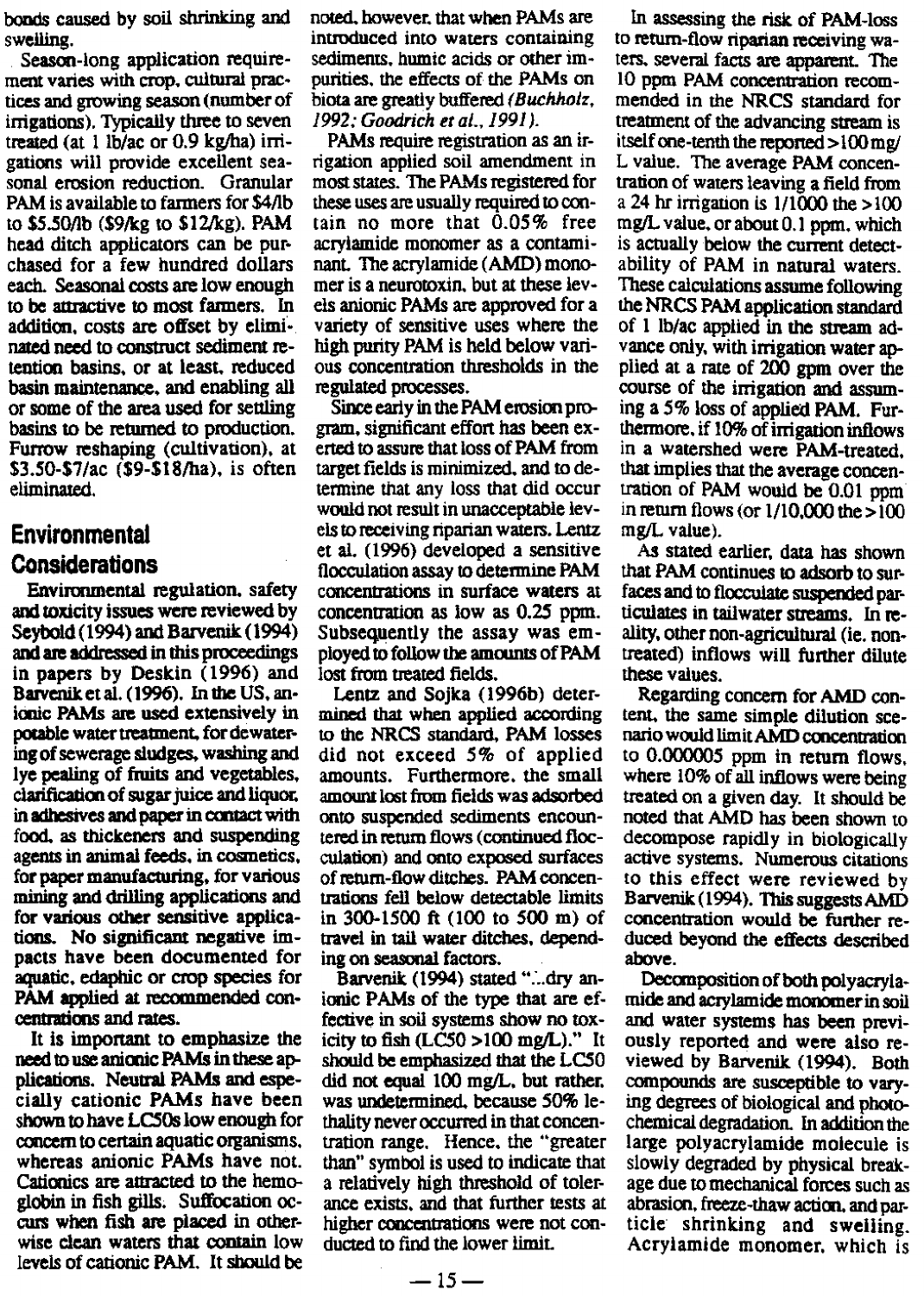bonds caused by soil shrinking and swelling.

Season-long application requirement varies with crop, cultural practices and growing season (number of irrigations). Typically three to seven treated (at 1 lb/ac or 0.9 kg/ha) irrigations will provide excellent seasonal erosion reduction. Granular PAM is available to farmers for $4/lb to $5.50/lb ($9/kg to $12/kg). PAM head ditch applicators can be purchased for a few hundred dollars each. Seasonal costs are low enough to be attractive to most farmers. In addition, costs are offset by eliminated need to construct sediment retention basins, or at least, reduced basin maintenance, and enabling all or some of the area used for settling basins to be returned to production. Furrow reshaping (cultivation), at $3.50-$7/ac ($9-$18/ha), is often eliminated.

## Environmental Considerations

Environmental regulation, safety and toxicity issues were reviewed by Seybold (1994) and Barvenik (1994) and are addressed in this proceedings in papers by Deskin (1996) and Barvenik et al. (1996). In the US, anionic PAMs are used extensively in potable water treatment, for dewatering of sewerage sludges, washing and lye pealing of fruits and vegetables, clarification of sugar juice and liquor, in adhesives and paper in contact with food, as thickeners and suspending agents in animal feeds, in cosmetics, for paper manufacturing, for various mining and drilling applications and for various other sensitive applications. No significant negative impacts have been documented for aquatic, edaphic or crop species for PAM applied at recommended concentrations and rates.

It is important to emphasize the need to use anionic PAMs in these applications. Neutral PAMs and especially cationic PAMs have been shown to have LC50s low enough for concern to certain aquatic organisms, whereas anionic PAMs have not. Cationics are attracted to the hemoglobin in fish gills. Suffocation occurs when fish are placed in otherwise clean waters that contain low levels of cationic PAM. It should be noted, however, that when PAMs are introduced into waters containing sediments, humic acids or other impurities, the effects of the PAMs on biota are greatly buffered *(Buchholz, 1992; Goodrich et al., 1991)*.

PAMs require registration as an irrigation applied soil amendment in most states. The PAMs registered for these uses are usually required to contain no more that 0.05% free acrylamide monomer as a contaminant. The acrylamide (AMD) monomer is a neurotoxin, but at these levels anionic PAMs are approved for a variety of sensitive uses where the high purity PAM is held below various concentration thresholds in the regulated processes.

Since early in the PAM erosion program, significant effort has been exerted to assure that loss of PAM from target fields is minimized, and to determine that any loss that did occur would not result in unacceptable levels to receiving riparian waters. Lentz et al. (1996) developed a sensitive flocculation assay to determine PAM concentrations in surface waters at concentration as low as 0.25 ppm. Subsequently the assay was employed to follow the amounts of PAM lost from treated fields.

Lentz and Sojka (1996b) determined that when applied according to the NRCS standard, PAM losses did not exceed 5% of applied amounts. Furthermore, the small amount lost from fields was adsorbed onto suspended sediments encountered in return flows (continued flocculation) and onto exposed surfaces of return-flow ditches. PAM concentrations fell below detectable limits in 300-1500 ft (100 to 500 m) of travel in tail water ditches, depending on seasonal factors.

Barvenik (1994) stated "...dry anionic PAMs of the type that are effective in soil systems show no toxicity to fish (LC50 >100 mg/L)." It should be emphasized that the LC50 did not equal 100 mg/L, but rather, was undetermined, because 50% lethality never occurred in that concentration range. Hence, the "greater than" symbol is used to indicate that a relatively high threshold of tolerance exists, and that further tests at higher concentrations were not conducted to find the lower limit.

In assessing the risk of PAM-loss to return-flow riparian receiving waters, several facts are apparent. The 10 ppm PAM concentration recommended in the NRCS standard for treatment of the advancing stream is itself one-tenth the reported >100 mg/L value. The average PAM concentration of waters leaving a field from a 24 hr irrigation is 1/1000 the >100 mg/L value, or about 0.1 ppm, which is actually below the current detectability of PAM in natural waters. These calculations assume following the NRCS PAM application standard of 1 lb/ac applied in the stream advance only, with irrigation water applied at a rate of 200 gpm over the course of the irrigation and assuming a 5% loss of applied PAM. Furthermore, if 10% of irrigation inflows in a watershed were PAM-treated, that implies that the average concentration of PAM would be 0.01 ppm in return flows (or 1/10,000 the >100 mg/L value).

As stated earlier, data has shown that PAM continues to adsorb to surfaces and to flocculate suspended particulates in tailwater streams. In reality, other non-agricultural (ie. non-treated) inflows will further dilute these values.

Regarding concern for AMD content, the same simple dilution scenario would limit AMD concentration to 0.000005 ppm in return flows, where 10% of all inflows were being treated on a given day. It should be noted that AMD has been shown to decompose rapidly in biologically active systems. Numerous citations to this effect were reviewed by Barvenik (1994). This suggests AMD concentration would be further reduced beyond the effects described above.

Decomposition of both polyacrylamide and acrylamide monomer in soil and water systems has been previously reported and were also reviewed by Barvenik (1994). Both compounds are susceptible to varying degrees of biological and photochemical degradation. In addition the large polyacrylamide molecule is slowly degraded by physical breakage due to mechanical forces such as abrasion, freeze-thaw action, and particle shrinking and swelling. Acrylamide monomer, which is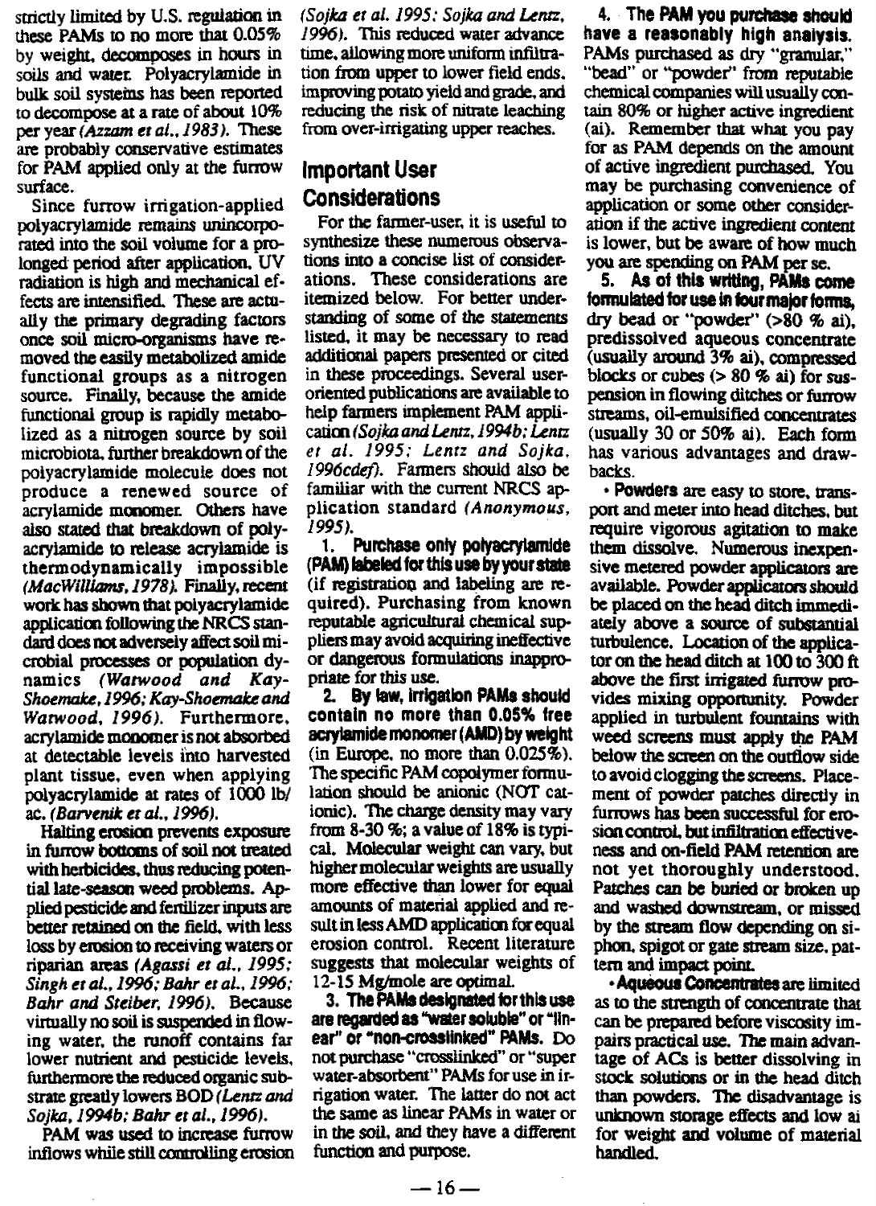strictly limited by U.S. regulation in these PAMs to no more that 0.05% by weight, decomposes in hours in soils and water. Polyacrylamide in bulk soil systems has been reported to decompose at a rate of about 10% per year *(Azzam et al., 1983)*. These are probably conservative estimates for PAM applied only at the furrow surface.

Since furrow irrigation-applied polyacrylamide remains unincorporated into the soil volume for a prolonged period after application, UV radiation is high and mechanical effects are intensified. These are actually the primary degrading factors once soil micro-organisms have removed the easily metabolized amide functional groups as a nitrogen source. Finally, because the amide functional group is rapidly metabolized as a nitrogen source by soil microbiota, further breakdown of the polyacrylamide molecule does not produce a renewed source of acrylamide monomer. Others have also stated that breakdown of polyacrylamide to release acrylamide is thermodynamically impossible *(MacWilliams, 1978)*. Finally, recent work has shown that polyacrylamide application following the NRCS standard does not adversely affect soil microbial processes or population dynamics *(Watwood and Kay-Shoemake, 1996; Kay-Shoemake and Watwood, 1996)*. Furthermore, acrylamide monomer is not absorbed at detectable levels into harvested plant tissue, even when applying polyacrylamide at rates of 1000 lb/ac. *(Barvenik et al., 1996)*.

Halting erosion prevents exposure in furrow bottoms of soil not treated with herbicides, thus reducing potential late-season weed problems. Applied pesticide and fertilizer inputs are better retained on the field, with less loss by erosion to receiving waters or riparian areas *(Agassi et al., 1995; Singh et al., 1996; Bahr et al., 1996; Bahr and Steiber, 1996)*. Because virtually no soil is suspended in flowing water, the runoff contains far lower nutrient and pesticide levels, furthermore the reduced organic substrate greatly lowers BOD *(Lentz and Sojka, 1994b; Bahr et al., 1996)*.

PAM was used to increase furrow inflows while still controlling erosion *(Sojka et al. 1995; Sojka and Lentz, 1996)*. This reduced water advance time, allowing more uniform infiltration from upper to lower field ends, improving potato yield and grade, and reducing the risk of nitrate leaching from over-irrigating upper reaches.

## Important User Considerations

For the farmer-user, it is useful to synthesize these numerous observations into a concise list of considerations. These considerations are itemized below. For better understanding of some of the statements listed, it may be necessary to read additional papers presented or cited in these proceedings. Several user-oriented publications are available to help farmers implement PAM application *(Sojka and Lentz, 1994b; Lentz et al. 1995; Lentz and Sojka, 1996cdef)*. Farmers should also be familiar with the current NRCS application standard *(Anonymous, 1995)*.

1. **Purchase only polyacrylamide (PAM) labeled for this use by your state** (if registration and labeling are required). Purchasing from known reputable agricultural chemical suppliers may avoid acquiring ineffective or dangerous formulations inappropriate for this use.

2. **By law, irrigation PAMs should contain no more than 0.05% free acrylamide monomer (AMD) by weight** (in Europe, no more than 0.025%). The specific PAM copolymer formulation should be anionic (NOT cationic). The charge density may vary from 8-30 %; a value of 18% is typical. Molecular weight can vary, but higher molecular weights are usually more effective than lower for equal amounts of material applied and result in less AMD application for equal erosion control. Recent literature suggests that molecular weights of 12-15 Mg/mole are optimal.

3. **The PAMs designated for this use are regarded as "water soluble" or "linear" or "non-crosslinked" PAMs.** Do not purchase "crosslinked" or "super water-absorbent" PAMs for use in irrigation water. The latter do not act the same as linear PAMs in water or in the soil, and they have a different function and purpose.

4. **The PAM you purchase should have a reasonably high analysis.** PAMs purchased as dry "granular," "bead" or "powder" from reputable chemical companies will usually contain 80% or higher active ingredient (ai). Remember that what you pay for as PAM depends on the amount of active ingredient purchased. You may be purchasing convenience of application or some other consideration if the active ingredient content is lower, but be aware of how much you are spending on PAM per se.

5. **As of this writing, PAMs come formulated for use in four major forms,** dry bead or "powder" (>80 % ai), predissolved aqueous concentrate (usually around 3% ai), compressed blocks or cubes (> 80 % ai) for suspension in flowing ditches or furrow streams, oil-emulsified concentrates (usually 30 or 50% ai). Each form has various advantages and drawbacks.

- **Powders** are easy to store, transport and meter into head ditches, but require vigorous agitation to make them dissolve. Numerous inexpensive metered powder applicators are available. Powder applicators should be placed on the head ditch immediately above a source of substantial turbulence. Location of the applicator on the head ditch at 100 to 300 ft above the first irrigated furrow provides mixing opportunity. Powder applied in turbulent fountains with weed screens must apply the PAM below the screen on the outflow side to avoid clogging the screens. Placement of powder patches directly in furrows has been successful for erosion control, but infiltration effectiveness and on-field PAM retention are not yet thoroughly understood. Patches can be buried or broken up and washed downstream, or missed by the stream flow depending on siphon, spigot or gate stream size, pattern and impact point.

- **Aqueous Concentrates** are limited as to the strength of concentrate that can be prepared before viscosity impairs practical use. The main advantage of ACs is better dissolving in stock solutions or in the head ditch than powders. The disadvantage is unknown storage effects and low ai for weight and volume of material handled.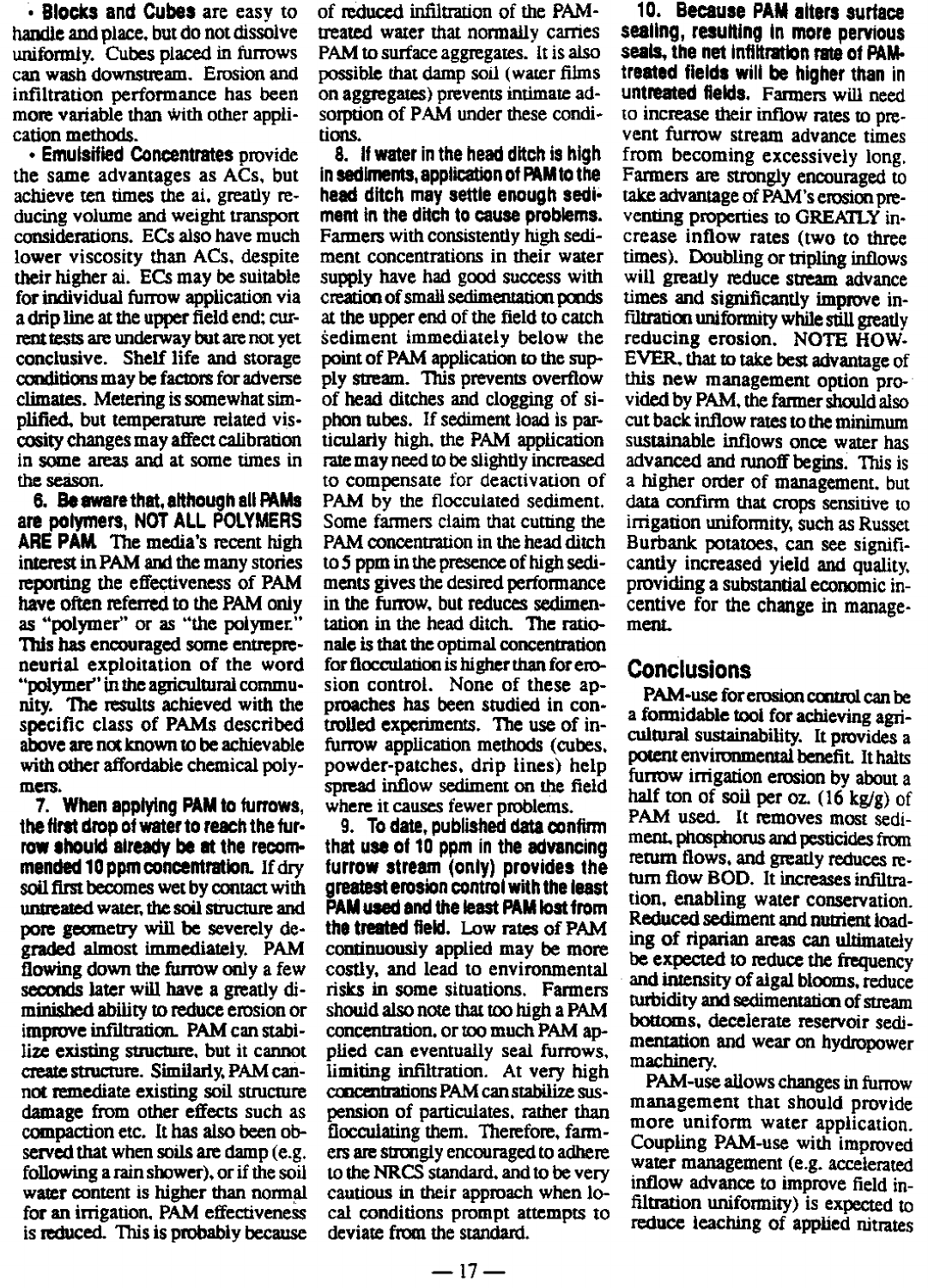• **Blocks and Cubes** are easy to handle and place, but do not dissolve uniformly. Cubes placed in furrows can wash downstream. Erosion and infiltration performance has been more variable than with other application methods.

• **Emulsified Concentrates** provide the same advantages as ACs, but achieve ten times the ai, greatly reducing volume and weight transport considerations. ECs also have much lower viscosity than ACs, despite their higher ai. ECs may be suitable for individual furrow application via a drip line at the upper field end; current tests are underway but are not yet conclusive. Shelf life and storage conditions may be factors for adverse climates. Metering is somewhat simplified, but temperature related viscosity changes may affect calibration in some areas and at some times in the season.

**6. Be aware that, although all PAMs are polymers, NOT ALL POLYMERS ARE PAM.** The media's recent high interest in PAM and the many stories reporting the effectiveness of PAM have often referred to the PAM only as "polymer" or as "the polymer." This has encouraged some entrepreneurial exploitation of the word "polymer" in the agricultural community. The results achieved with the specific class of PAMs described above are not known to be achievable with other affordable chemical polymers.

**7. When applying PAM to furrows, the first drop of water to reach the furrow should already be at the recommended 10 ppm concentration.** If dry soil first becomes wet by contact with untreated water, the soil structure and pore geometry will be severely degraded almost immediately. PAM flowing down the furrow only a few seconds later will have a greatly diminished ability to reduce erosion or improve infiltration. PAM can stabilize existing structure, but it cannot create structure. Similarly, PAM cannot remediate existing soil structure damage from other effects such as compaction etc. It has also been observed that when soils are damp (e.g. following a rain shower), or if the soil water content is higher than normal for an irrigation, PAM effectiveness is reduced. This is probably because of reduced infiltration of the PAM-treated water that normally carries PAM to surface aggregates. It is also possible that damp soil (water films on aggregates) prevents intimate adsorption of PAM under these conditions.

**8. If water in the head ditch is high in sediments, application of PAM to the head ditch may settle enough sediment in the ditch to cause problems.** Farmers with consistently high sediment concentrations in their water supply have had good success with creation of small sedimentation ponds at the upper end of the field to catch sediment immediately below the point of PAM application to the supply stream. This prevents overflow of head ditches and clogging of siphon tubes. If sediment load is particularly high, the PAM application rate may need to be slightly increased to compensate for deactivation of PAM by the flocculated sediment. Some farmers claim that cutting the PAM concentration in the head ditch to 5 ppm in the presence of high sediments gives the desired performance in the furrow, but reduces sedimentation in the head ditch. The rationale is that the optimal concentration for flocculation is higher than for erosion control. None of these approaches has been studied in controlled experiments. The use of in-furrow application methods (cubes, powder-patches, drip lines) help spread inflow sediment on the field where it causes fewer problems.

**9. To date, published data confirm that use of 10 ppm in the advancing furrow stream (only) provides the greatest erosion control with the least PAM used and the least PAM lost from the treated field.** Low rates of PAM continuously applied may be more costly, and lead to environmental risks in some situations. Farmers should also note that too high a PAM concentration, or too much PAM applied can eventually seal furrows, limiting infiltration. At very high concentrations PAM can stabilize suspension of particulates, rather than flocculating them. Therefore, farmers are strongly encouraged to adhere to the NRCS standard, and to be very cautious in their approach when local conditions prompt attempts to deviate from the standard.

**10. Because PAM alters surface sealing, resulting in more pervious seals, the net infiltration rate of PAM-treated fields will be higher than in untreated fields.** Farmers will need to increase their inflow rates to prevent furrow stream advance times from becoming excessively long. Farmers are strongly encouraged to take advantage of PAM's erosion preventing properties to GREATLY increase inflow rates (two to three times). Doubling or tripling inflows will greatly reduce stream advance times and significantly improve infiltration uniformity while still greatly reducing erosion. NOTE HOWEVER, that to take best advantage of this new management option provided by PAM, the farmer should also cut back inflow rates to the minimum sustainable inflows once water has advanced and runoff begins. This is a higher order of management, but data confirm that crops sensitive to irrigation uniformity, such as Russet Burbank potatoes, can see significantly increased yield and quality, providing a substantial economic incentive for the change in management.

## Conclusions

PAM-use for erosion control can be a formidable tool for achieving agricultural sustainability. It provides a potent environmental benefit. It halts furrow irrigation erosion by about a half ton of soil per oz. (16 kg/g) of PAM used. It removes most sediment, phosphorus and pesticides from return flows, and greatly reduces return flow BOD. It increases infiltration, enabling water conservation. Reduced sediment and nutrient loading of riparian areas can ultimately be expected to reduce the frequency and intensity of algal blooms, reduce turbidity and sedimentation of stream bottoms, decelerate reservoir sedimentation and wear on hydropower machinery.

PAM-use allows changes in furrow management that should provide more uniform water application. Coupling PAM-use with improved water management (e.g. accelerated inflow advance to improve field infiltration uniformity) is expected to reduce leaching of applied nitrates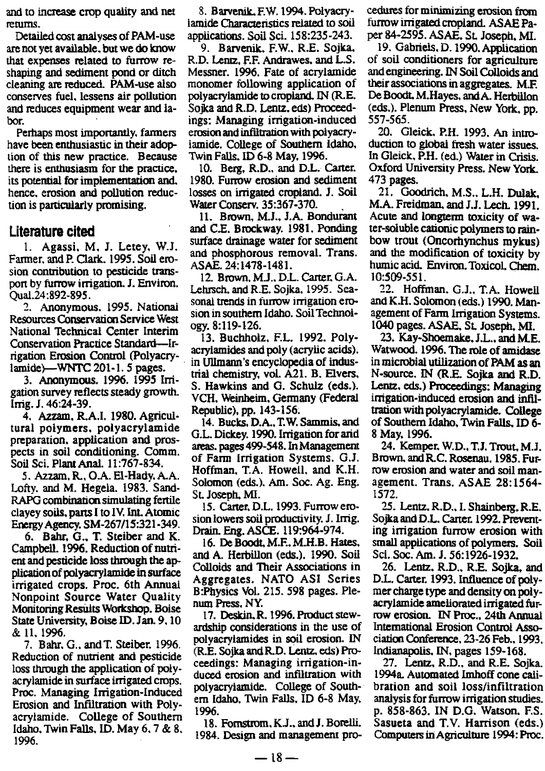and to increase crop quality and net returns.

Detailed cost analyses of PAM-use are not yet available, but we do know that expenses related to furrow reshaping and sediment pond or ditch cleaning are reduced. PAM-use also conserves fuel, lessens air pollution and reduces equipment wear and labor.

Perhaps most importantly, farmers have been enthusiastic in their adoption of this new practice. Because there is enthusiasm for the practice, its potential for implementation and, hence, erosion and pollution reduction is particularly promising.

## Literature cited

1. Agassi, M, J. Letey, W.J. Farmer, and P. Clark. 1995. Soil erosion contribution to pesticide transport by furrow irrigation. J. Environ. Qual.24:892-895.

2. Anonymous. 1995. National Resources Conservation Service West National Technical Center Interim Conservation Practice Standard—Irrigation Erosion Control (Polyacrylamide)—WNTC 201-1. 5 pages.

3. Anonymous. 1996. 1995 Irrigation survey reflects steady growth. Irrig. J. 46:24-39.

4. Azzam, R.A.I. 1980. Agricultural polymers, polyacrylamide preparation, application and prospects in soil conditioning. Comm. Soil Sci. Plant Anal. 11:767-834.

5. Azzam, R., O.A. El-Hady, A.A. Lofty, and M. Hegela. 1983. Sand-RAPG combination simulating fertile clayey soils, parts I to IV. Int. Atomic Energy Agency. SM-267/15:321-349.

6. Bahr, G., T. Steiber and K. Campbell. 1996. Reduction of nutrient and pesticide loss through the application of polyacrylamide in surface irrigated crops. Proc. 6th Annual Nonpoint Source Water Quality Monitoring Results Workshop. Boise State University, Boise ID. Jan. 9, 10 & 11, 1996.

7. Bahr, G., and T. Steiber. 1996. Reduction of nutrient and pesticide loss through the application of polyacrylamide in surface irrigated crops. Proc. Managing Irrigation-Induced Erosion and Infiltration with Polyacrylamide. College of Southern Idaho, Twin Falls, ID. May 6, 7 & 8, 1996.

8. Barvenik, F.W. 1994. Polyacrylamide Characteristics related to soil applications. Soil Sci. 158:235-243.

9. Barvenik, F.W., R.E. Sojka, R.D. Lentz, F.F. Andrawes, and L.S. Messner. 1996. Fate of acrylamide monomer following application of polyacrylamide to cropland. IN (R.E. Sojka and R.D. Lentz, eds) Proceedings: Managing irrigation-induced erosion and infiltration with polyacrylamide. College of Southern Idaho, Twin Falls, ID 6-8 May, 1996.

10. Berg, R.D., and D.L. Carter. 1980. Furrow erosion and sediment losses on irrigated cropland. J. Soil Water Conserv. 35:367-370.

11. Brown, M.J., J.A. Bondurant and C.E. Brockway. 1981. Ponding surface drainage water for sediment and phosphorous removal. Trans. ASAE. 24:1478-1481.

12. Brown, M.J., D.L. Carter, G.A. Lehrsch, and R.E. Sojka, 1995. Seasonal trends in furrow irrigation erosion in southern Idaho. Soil Technology. 8:119-126.

13. Buchholz, F.L. 1992. Polyacrylamides and poly (acrylic acids). in Ullmann's encyclopedia of industrial chemistry, vol. A21. B. Elvers, S. Hawkins and G. Schulz (eds.). VCH, Weinheim, Germany (Federal Republic), pp. 143-156.

14. Bucks, D.A., T.W. Sammis, and G.L. Dickey. 1990. Irrigation for arid areas. pages 499-548. In Management of Farm Irrigation Systems. G.J. Hoffman, T.A. Howell, and K.H. Solomon (eds.). Am. Soc. Ag. Eng. St. Joseph, MI.

15. Carter, D.L. 1993. Furrow erosion lowers soil productivity. J. Irrig. Drain. Eng. ASCE. 119:964-974.

16. De Boodt, M.F., M.H.B. Hates, and A. Herbillon (eds.). 1990. Soil Colloids and Their Associations in Aggregates. NATO ASI Series B:Physics Vol. 215. 598 pages. Plenum Press, NY.

17. Deskin, R. 1996. Product stewardship considerations in the use of polyacrylamides in soil erosion. IN (R.E. Sojka and R.D. Lentz, eds) Proceedings: Managing irrigation-induced erosion and infiltration with polyacrylamide. College of Southern Idaho, Twin Falls, ID 6-8 May, 1996.

18. Fornstrom, K.J., and J. Borelli. 1984. Design and management procedures for minimizing erosion from furrow irrigated cropland. ASAE Paper 84-2595. ASAE, St. Joseph, MI.

19. Gabriels, D. 1990. Application of soil conditioners for agriculture and engineering. IN Soil Colloids and their associations in aggregates. M.F. De Boodt, M.Hayes, and A. Herbillon (eds.). Plenum Press, New York, pp. 557-565.

20. Gleick, P.H. 1993. An introduction to global fresh water issues. In Gleick, P.H. (ed.) Water in Crisis. Oxford University Press. New York. 473 pages.

21. Goodrich, M.S., L.H. Dulak, M.A. Friedman, and J.J. Lech. 1991. Acute and longterm toxicity of water-soluble cationic polymers to rainbow trout (Oncorhynchus mykus) and the modification of toxicity by humic acid. Environ. Toxicol. Chem. 10:509-551.

22. Hoffman, G.J., T.A. Howell and K.H. Solomon (eds.) 1990. Management of Farm Irrigation Systems. 1040 pages. ASAE, St. Joseph, MI.

23. Kay-Shoemake, J.L., and M.E. Watwood. 1996. The role of amidase in microbial utilization of PAM as an N-source. IN (R.E. Sojka and R.D. Lentz, eds.) Proceedings: Managing irrigation-induced erosion and infiltration with polyacrylamide. College of Southern Idaho, Twin Falls, ID 6-8 May, 1996.

24. Kemper, W.D., T.J. Trout, M.J. Brown, and R.C. Rosenau. 1985. Furrow erosion and water and soil management. Trans. ASAE 28:1564-1572.

25. Lentz, R.D., I. Shainberg, R.E. Sojka and D.L. Carter. 1992. Preventing irrigation furrow erosion with small applications of polymers. Soil Sci. Soc. Am. J. 56:1926-1932.

26. Lentz, R.D., R.E. Sojka, and D.L. Carter. 1993. Influence of polymer charge type and density on polyacrylamide ameliorated irrigated furrow erosion. IN Proc., 24th Annual International Erosion Control Association Conference, 23-26 Feb., 1993, Indianapolis, IN, pages 159-168.

27. Lentz, R.D., and R.E. Sojka. 1994a. Automated Imhoff cone calibration and soil loss/infiltration analysis for furrow irrigation studies. p. 858-863. IN D.G. Watson, F.S. Sasueta and T.V. Harrison (eds.) Computers in Agriculture 1994: Proc.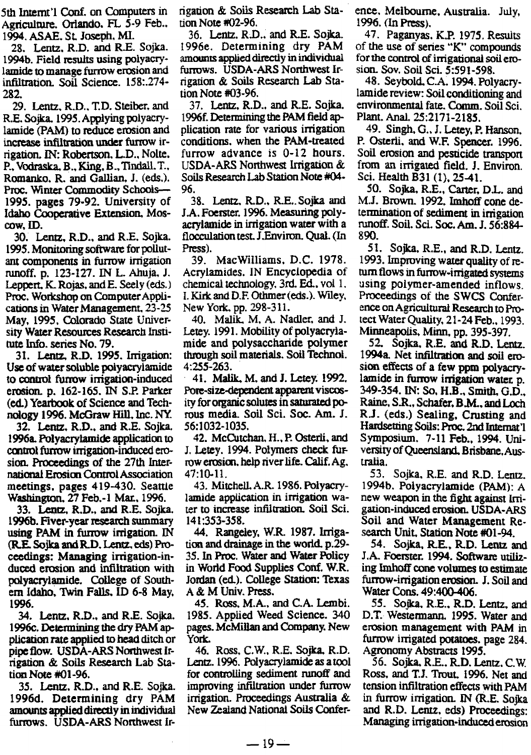5th Internt'l Conf. on Computers in Agriculture. Orlando. FL 5-9 Feb., 1994. ASAE. St. Joseph. MI.

28. Lentz. R.D. and R.E. Sojka. 1994b. Field results using polyacrylamide to manage furrow erosion and infiltration. Soil Science. 158:.274-282.

29. Lentz. R.D., T.D. Steiber. and R.E. Sojka. 1995. Applying polyacrylamide (PAM) to reduce erosion and increase infiltration under furrow irrigation. IN: Robertson. L.D., Nolte. P., Vodraska. B., King. B., Tindall. T., Romanko. R. and Gallian. J. (eds.). Proc. Winter Commodity Schools—1995. pages 79-92. University of Idaho Cooperative Extension. Moscow, ID.

30. Lentz, R.D., and R.E. Sojka. 1995. Monitoring software for pollutant components in furrow irrigation runoff. p. 123-127. IN L. Ahuja. J. Leppert. K. Rojas. and E. Seely (eds.) Proc. Workshop on Computer Applications in Water Management. 23-25 May, 1995. Colorado State University Water Resources Research Institute Info. series No. 79.

31. Lentz. R.D. 1995. Irrigation: Use of water soluble polyacrylamide to control furrow irrigation-induced erosion. p. 162-165. IN S.P. Parker (ed.) Yearbook of Science and Technology 1996. McGraw Hill, Inc. NY.

32. Lentz. R.D., and R.E. Sojka. 1996a. Polyacrylamide application to control furrow irrigation-induced erosion. Proceedings of the 27th International Erosion Control Association meetings. pages 419-430. Seattle Washington. 27 Feb.-1 Mar., 1996.

33. Lentz. R.D., and R.E. Sojka. 1996b. Fiver-year research summary using PAM in furrow irrigation. IN (R.E. Sojka and R.D. Lentz. eds) Proceedings: Managing irrigation-induced erosion and infiltration with polyacrylamide. College of Southern Idaho, Twin Falls. ID 6-8 May, 1996.

34. Lentz. R.D., and R.E. Sojka. 1996c. Determining the dry PAM application rate applied to head ditch or pipe flow. USDA-ARS Northwest Irrigation & Soils Research Lab Station Note #01-96.

35. Lentz. R.D., and R.E. Sojka. 1996d. Determining dry PAM amounts applied directly in individual furrows. USDA-ARS Northwest Irrigation & Soils Research Lab Station Note #02-96.

36. Lentz. R.D., and R.E. Sojka. 1996e. Determining dry PAM amounts applied directly in individual furrows. USDA-ARS Northwest Irrigation & Soils Research Lab Station Note #03-96.

37. Lentz. R.D., and R.E. Sojka. 1996f. Determining the PAM field application rate for various irrigation conditions. when the PAM-treated furrow advance is 0-12 hours. USDA-ARS Northwest Irrigation & Soils Research Lab Station Note #04-96.

38. Lentz. R.D., R.E. Sojka and J.A. Foerster. 1996. Measuring polyacrylamide in irrigation water with a flocculation test. J.Environ. Qual. (In Press).

39. MacWilliams. D.C. 1978. Acrylamides. IN Encyclopedia of chemical technology. 3rd. Ed., vol 1. I. Kirk and D.F. Othmer (eds.). Wiley. New York. pp. 298-311.

40. Malik. M. A. Nadler. and J. Letey. 1991. Mobility of polyacrylamide and polysaccharide polymer through soil materials. Soil Technol. 4:255-263.

41. Malik. M. and J. Letey. 1992. Pore-size-dependent apparent viscosity for organic solutes in saturated porous media. Soil Sci. Soc. Am. J. 56:1032-1035.

42. McCutchan. H., P. Osterli. and J. Letey. 1994. Polymers check furrow erosion. help river life. Calif. Ag. 47:10-11.

43. Mitchell. A.R. 1986. Polyacrylamide application in irrigation water to increase infiltration. Soil Sci. 141:353-358.

44. Rangeley, W.R. 1987. Irrigation and drainage in the world. p.29-35. In Proc. Water and Water Policy in World Food Supplies Conf. W.R. Jordan (ed.). College Station: Texas A & M Univ. Press.

45. Ross. M.A., and C.A. Lembi. 1985. Applied Weed Science. 340 pages. McMillan and Company. New York.

46. Ross. C.W., R.E. Sojka. R.D. Lentz. 1996. Polyacrylamide as a tool for controlling sediment runoff and improving infiltration under furrow irrigation. Proceedings Australia & New Zealand National Soils Conference. Melbourne. Australia. July, 1996. (In Press).

47. Paganyas. K.P. 1975. Results of the use of series "K" compounds for the control of irrigational soil erosion. Sov. Soil Sci. 5:591-598.

48. Seybold. C.A. 1994. Polyacrylamide review: Soil conditioning and environmental fate. Comm. Soil Sci. Plant. Anal. 25:2171-2185.

49. Singh. G., J. Letey, P. Hanson, P. Osterli. and W.F. Spencer. 1996. Soil erosion and pesticide transport from an irrigated field. J. Environ. Sci. Health B31 (1). 25-41.

50. Sojka. R.E., Carter. D.L. and M.J. Brown. 1992. Imhoff cone determination of sediment in irrigation runoff. Soil. Sci. Soc. Am. J. 56:884-890.

51. Sojka. R.E., and R.D. Lentz. 1993. Improving water quality of return flows in furrow-irrigated systems using polymer-amended inflows. Proceedings of the SWCS Conference on Agricultural Research to Protect Water Quality. 21-24 Feb., 1993. Minneapolis. Minn. pp. 395-397.

52. Sojka. R.E. and R.D. Lentz. 1994a. Net infiltration and soil erosion effects of a few ppm polyacrylamide in furrow irrigation water. p. 349-354. IN: So. H.B., Smith. G.D., Raine. S.R., Schafer. B.M., and Loch R.J. (eds.) Sealing, Crusting and Hardsetting Soils: Proc. 2nd Internat'l Symposium. 7-11 Feb., 1994. University of Queensland. Brisbane. Australia.

53. Sojka. R.E. and R.D. Lentz. 1994b. Polyacrylamide (PAM): A new weapon in the fight against Irrigation-induced erosion. USDA-ARS Soil and Water Management Research Unit. Station Note #01-94.

54. Sojka. R.E., R.D. Lentz and J.A. Foerster. 1994. Software utilizing Imhoff cone volumes to estimate furrow-irrigation erosion. J. Soil and Water Cons. 49:400-406.

55. Sojka. R.E., R.D. Lentz. and D.T. Westermann. 1995. Water and erosion management with PAM in furrow irrigated potatoes. page 284. Agronomy Abstracts 1995.

56. Sojka. R.E., R.D. Lentz. C.W. Ross, and T.J. Trout. 1996. Net and tension infiltration effects with PAM in furrow irrigation. IN (R.E. Sojka and R.D. Lentz. eds) Proceedings: Managing irrigation-induced erosion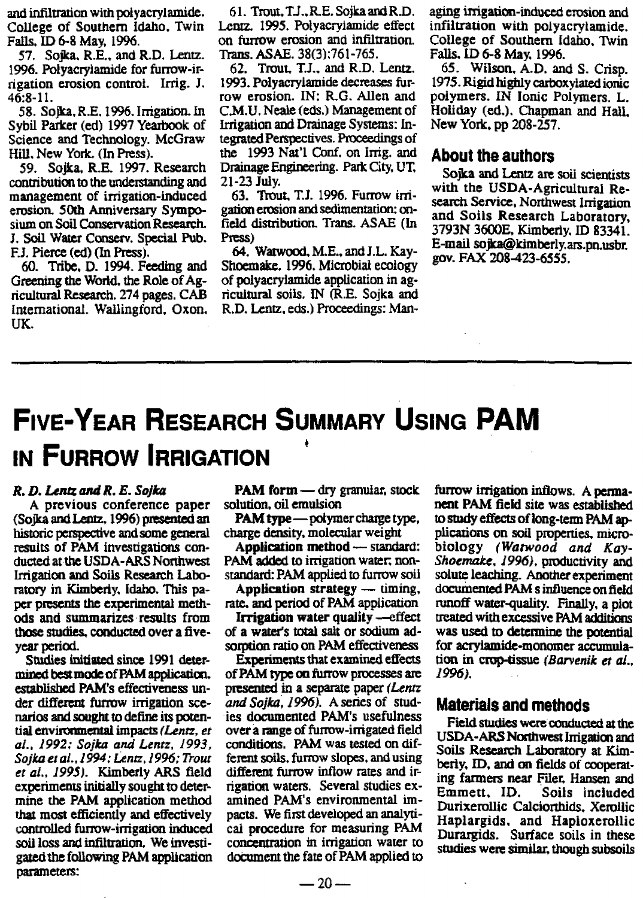and infiltration with polyacrylamide. College of Southern Idaho. Twin Falls, ID 6-8 May, 1996.

57. Sojka, R.E., and R.D. Lentz. 1996. Polyacrylamide for furrow-irrigation erosion control. Irrig. J. 46:8-11.

58. Sojka, R.E. 1996. Irrigation. In Sybil Parker (ed) 1997 Yearbook of Science and Technology. McGraw Hill, New York. (In Press).

59. Sojka, R.E. 1997. Research contribution to the understanding and management of irrigation-induced erosion. 50th Anniversary Symposium on Soil Conservation Research. J. Soil Water Conserv. Special Pub. F.J. Pierce (ed) (In Press).

60. Tribe, D. 1994. Feeding and Greening the World, the Role of Agricultural Research. 274 pages. CAB International. Wallingford, Oxon, UK.

61. Trout, T.J., R.E. Sojka and R.D. Lentz. 1995. Polyacrylamide effect on furrow erosion and infiltration. Trans. ASAE. 38(3):761-765.

62. Trout, T.J., and R.D. Lentz. 1993. Polyacrylamide decreases furrow erosion. IN: R.G. Allen and C.M.U. Neale (eds.) Management of Irrigation and Drainage Systems: Integrated Perspectives. Proceedings of the 1993 Nat'l Conf. on Irrig. and Drainage Engineering. Park City, UT, 21-23 July.

63. Trout, T.J. 1996. Furrow irrigation erosion and sedimentation: on-field distribution. Trans. ASAE (In Press)

64. Watwood, M.E., and J.L. Kay-Shoemake. 1996. Microbial ecology of polyacrylamide application in agricultural soils. IN (R.E. Sojka and R.D. Lentz, eds.) Proceedings: Managing irrigation-induced erosion and infiltration with polyacrylamide. College of Southern Idaho, Twin Falls, ID 6-8 May, 1996.

65. Wilson, A.D. and S. Crisp. 1975. Rigid highly carboxylated ionic polymers. IN Ionic Polymers. L. Holiday (ed.). Chapman and Hall, New York, pp 208-257.

### About the authors

Sojka and Lentz are soil scientists with the USDA-Agricultural Research Service, Northwest Irrigation and Soils Research Laboratory, 3793N 3600E, Kimberly, ID 83341. E-mail sojka@kimberly.ars.pn.usbr.gov. FAX 208-423-6555.

---

# Five-Year Research Summary Using PAM in Furrow Irrigation

***R. D. Lentz and R. E. Sojka***

A previous conference paper (Sojka and Lentz, 1996) presented an historic perspective and some general results of PAM investigations conducted at the USDA-ARS Northwest Irrigation and Soils Research Laboratory in Kimberly, Idaho. This paper presents the experimental methods and summarizes results from those studies, conducted over a five-year period.

Studies initiated since 1991 determined best mode of PAM application, established PAM's effectiveness under different furrow irrigation scenarios and sought to define its potential environmental impacts *(Lentz, et al., 1992; Sojka and Lentz, 1993, Sojka et al., 1994; Lentz, 1996; Trout et al., 1995)*. Kimberly ARS field experiments initially sought to determine the PAM application method that most efficiently and effectively controlled furrow-irrigation induced soil loss and infiltration. We investigated the following PAM application parameters:

**PAM form** — dry granular, stock solution, oil emulsion

**PAM type** — polymer charge type, charge density, molecular weight

**Application method** — standard: PAM added to irrigation water; non-standard: PAM applied to furrow soil

**Application strategy** — timing, rate, and period of PAM application

**Irrigation water quality** —effect of a water's total salt or sodium adsorption ratio on PAM effectiveness

Experiments that examined effects of PAM type on furrow processes are presented in a separate paper *(Lentz and Sojka, 1996)*. A series of studies documented PAM's usefulness over a range of furrow-irrigated field conditions. PAM was tested on different soils, furrow slopes, and using different furrow inflow rates and irrigation waters. Several studies examined PAM's environmental impacts. We first developed an analytical procedure for measuring PAM concentration in irrigation water to document the fate of PAM applied to furrow irrigation inflows. A permanent PAM field site was established to study effects of long-term PAM applications on soil properties, microbiology *(Watwood and Kay-Shoemake, 1996)*, productivity and solute leaching. Another experiment documented PAM s influence on field runoff water-quality. Finally, a plot treated with excessive PAM additions was used to determine the potential for acrylamide-monomer accumulation in crop-tissue *(Barvenik et al., 1996)*.

### Materials and methods

Field studies were conducted at the USDA-ARS Northwest Irrigation and Soils Research Laboratory at Kimberly, ID, and on fields of cooperating farmers near Filer, Hansen and Emmett, ID. Soils included Durixerollic Calciorthids, Xerollic Haplargids, and Haploxerollic Durargids. Surface soils in these studies were similar, though subsoils